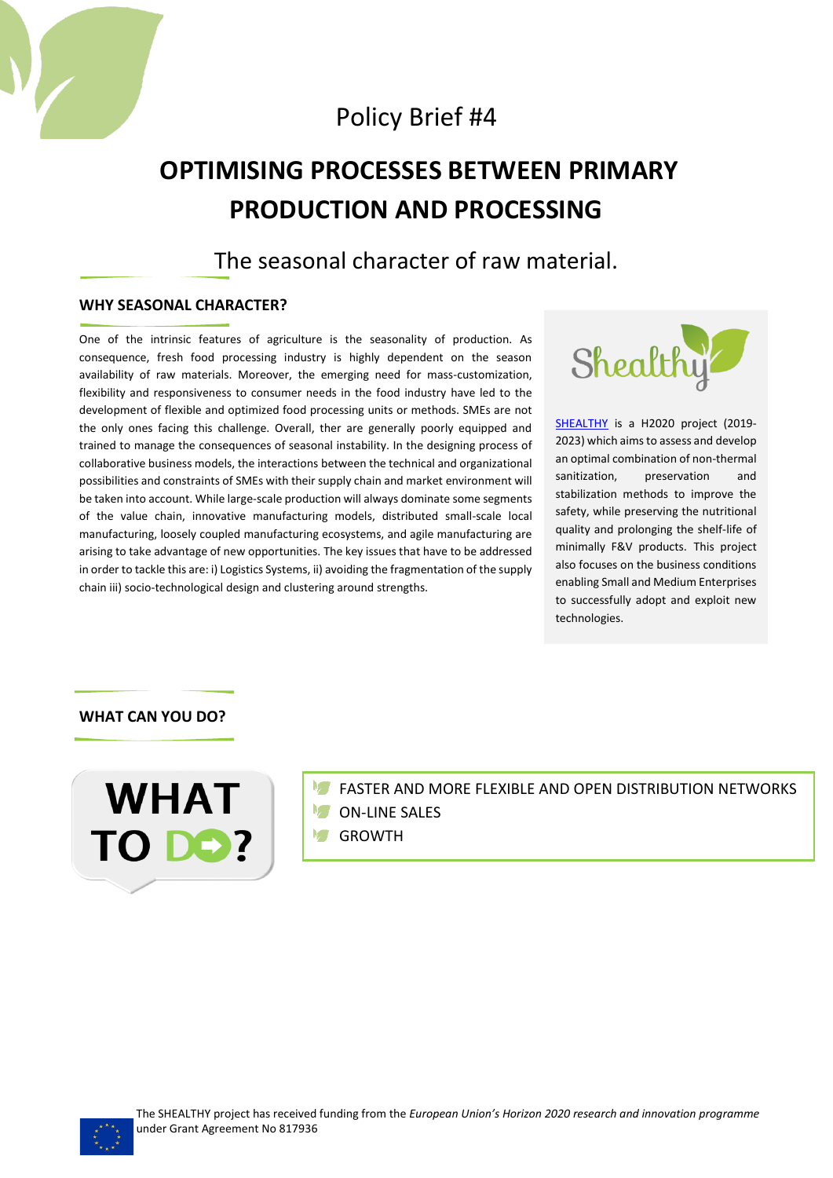Policy Brief #4

# OPTIMISING PROCESSES BETWEEN PRIMARY PRODUCTION AND PROCESSING

## The seasonal character of raw material.

### WHY SEASONAL CHARACTER?

One of the intrinsic features of agriculture is the seasonality of production. As consequence, fresh food processing industry is highly dependent on the season availability of raw materials. Moreover, the emerging need for mass-customization, flexibility and responsiveness to consumer needs in the food industry have led to the development of flexible and optimized food processing units or methods. SMEs are not the only ones facing this challenge. Overall, ther are generally poorly equipped and trained to manage the consequences of seasonal instability. In the designing process of collaborative business models, the interactions between the technical and organizational possibilities and constraints of SMEs with their supply chain and market environment will be taken into account. While large-scale production will always dominate some segments of the value chain, innovative manufacturing models, distributed small-scale local manufacturing, loosely coupled manufacturing ecosystems, and agile manufacturing are arising to take advantage of new opportunities. The key issues that have to be addressed in order to tackle this are: i) Logistics Systems, ii) avoiding the fragmentation of the supply chain iii) socio-technological design and clustering around strengths.

Shealthy

SHEALTHY is a H2020 project (2019-2023) which aims to assess and develop an optimal combination of non-thermal sanitization, preservation and stabilization methods to improve the safety, while preserving the nutritional quality and prolonging the shelf-life of minimally F&V products. This project also focuses on the business conditions enabling Small and Medium Enterprises to successfully adopt and exploit new technologies.

### WHAT CAN YOU DO?

WHAT TO DO?

- FASTER AND MORE FLEXIBLE AND OPEN DISTRIBUTION NETWORKS
- ON-LINE SALES
- GROWTH

The SHEALTHY project has received funding from the *European Union's Horizon 2020 research and innovation programme* under Grant Agreement No 817936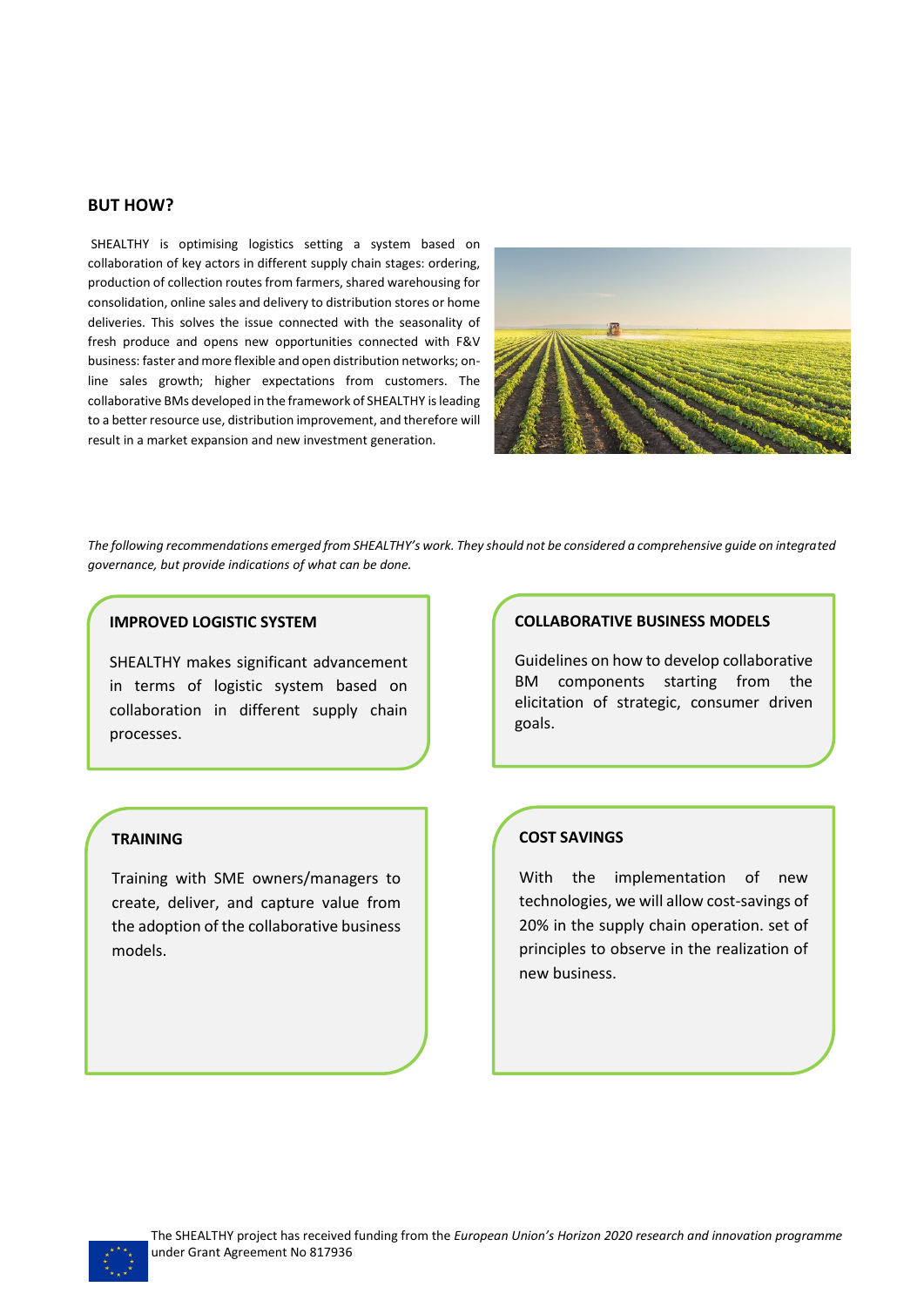## BUT HOW?

SHEALTHY is optimising logistics setting a system based on collaboration of key actors in different supply chain stages: ordering, production of collection routes from farmers, shared warehousing for consolidation, online sales and delivery to distribution stores or home deliveries. This solves the issue connected with the seasonality of fresh produce and opens new opportunities connected with F&V business: faster and more flexible and open distribution networks; on-line sales growth; higher expectations from customers. The collaborative BMs developed in the framework of SHEALTHY is leading to a better resource use, distribution improvement, and therefore will result in a market expansion and new investment generation.

*The following recommendations emerged from SHEALTHY's work. They should not be considered a comprehensive guide on integrated governance, but provide indications of what can be done.*

### IMPROVED LOGISTIC SYSTEM

SHEALTHY makes significant advancement in terms of logistic system based on collaboration in different supply chain processes.

### COLLABORATIVE BUSINESS MODELS

Guidelines on how to develop collaborative BM components starting from the elicitation of strategic, consumer driven goals.

### TRAINING

Training with SME owners/managers to create, deliver, and capture value from the adoption of the collaborative business models.

### COST SAVINGS

With the implementation of new technologies, we will allow cost-savings of 20% in the supply chain operation. set of principles to observe in the realization of new business.

The SHEALTHY project has received funding from the *European Union's Horizon 2020 research and innovation programme* under Grant Agreement No 817936